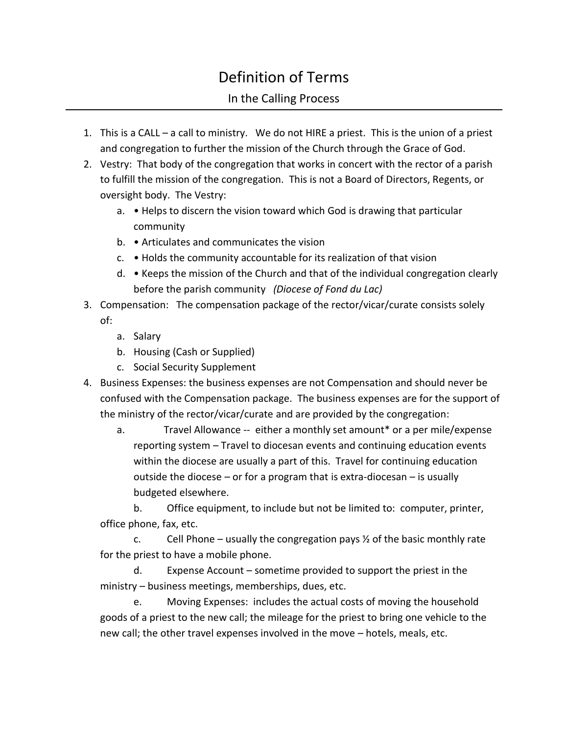# Definition of Terms

## In the Calling Process

1. This is a CALL – a call to ministry. We do not HIRE a priest. This is the union of a priest and congregation to further the mission of the Church through the Grace of God.
2. Vestry: That body of the congregation that works in concert with the rector of a parish to fulfill the mission of the congregation. This is not a Board of Directors, Regents, or oversight body. The Vestry:
   a. • Helps to discern the vision toward which God is drawing that particular community
   b. • Articulates and communicates the vision
   c. • Holds the community accountable for its realization of that vision
   d. • Keeps the mission of the Church and that of the individual congregation clearly before the parish community *(Diocese of Fond du Lac)*
3. Compensation: The compensation package of the rector/vicar/curate consists solely of:
   a. Salary
   b. Housing (Cash or Supplied)
   c. Social Security Supplement
4. Business Expenses: the business expenses are not Compensation and should never be confused with the Compensation package. The business expenses are for the support of the ministry of the rector/vicar/curate and are provided by the congregation:
   a. Travel Allowance -- either a monthly set amount* or a per mile/expense reporting system – Travel to diocesan events and continuing education events within the diocese are usually a part of this. Travel for continuing education outside the diocese – or for a program that is extra-diocesan – is usually budgeted elsewhere.
   b. Office equipment, to include but not be limited to: computer, printer, office phone, fax, etc.
   c. Cell Phone – usually the congregation pays ½ of the basic monthly rate for the priest to have a mobile phone.
   d. Expense Account – sometime provided to support the priest in the ministry – business meetings, memberships, dues, etc.
   e. Moving Expenses: includes the actual costs of moving the household goods of a priest to the new call; the mileage for the priest to bring one vehicle to the new call; the other travel expenses involved in the move – hotels, meals, etc.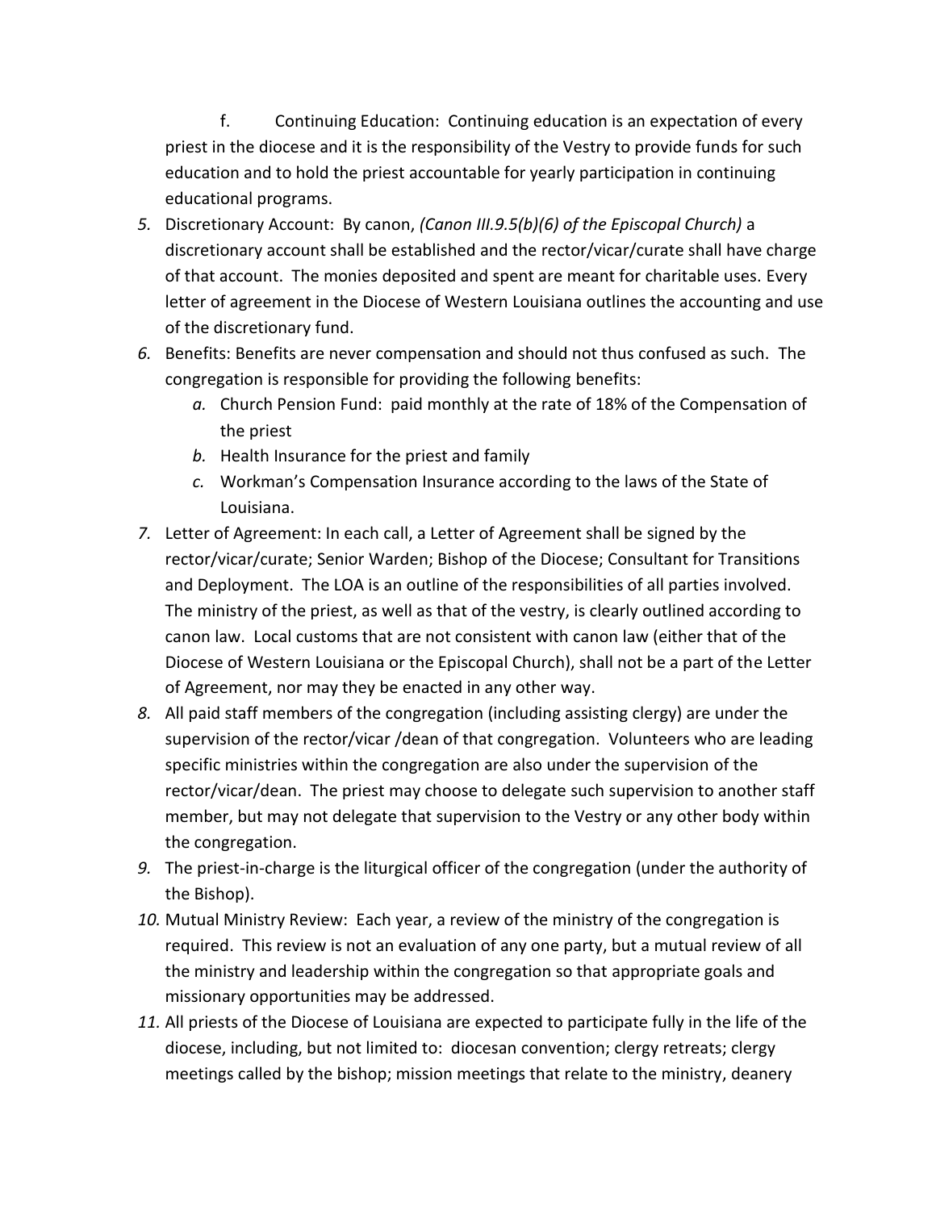f. Continuing Education: Continuing education is an expectation of every priest in the diocese and it is the responsibility of the Vestry to provide funds for such education and to hold the priest accountable for yearly participation in continuing educational programs.

5. Discretionary Account: By canon, *(Canon III.9.5(b)(6) of the Episcopal Church)* a discretionary account shall be established and the rector/vicar/curate shall have charge of that account. The monies deposited and spent are meant for charitable uses. Every letter of agreement in the Diocese of Western Louisiana outlines the accounting and use of the discretionary fund.
6. Benefits: Benefits are never compensation and should not thus confused as such. The congregation is responsible for providing the following benefits:
   a. Church Pension Fund: paid monthly at the rate of 18% of the Compensation of the priest
   b. Health Insurance for the priest and family
   c. Workman's Compensation Insurance according to the laws of the State of Louisiana.
7. Letter of Agreement: In each call, a Letter of Agreement shall be signed by the rector/vicar/curate; Senior Warden; Bishop of the Diocese; Consultant for Transitions and Deployment. The LOA is an outline of the responsibilities of all parties involved. The ministry of the priest, as well as that of the vestry, is clearly outlined according to canon law. Local customs that are not consistent with canon law (either that of the Diocese of Western Louisiana or the Episcopal Church), shall not be a part of the Letter of Agreement, nor may they be enacted in any other way.
8. All paid staff members of the congregation (including assisting clergy) are under the supervision of the rector/vicar /dean of that congregation. Volunteers who are leading specific ministries within the congregation are also under the supervision of the rector/vicar/dean. The priest may choose to delegate such supervision to another staff member, but may not delegate that supervision to the Vestry or any other body within the congregation.
9. The priest-in-charge is the liturgical officer of the congregation (under the authority of the Bishop).
10. Mutual Ministry Review: Each year, a review of the ministry of the congregation is required. This review is not an evaluation of any one party, but a mutual review of all the ministry and leadership within the congregation so that appropriate goals and missionary opportunities may be addressed.
11. All priests of the Diocese of Louisiana are expected to participate fully in the life of the diocese, including, but not limited to: diocesan convention; clergy retreats; clergy meetings called by the bishop; mission meetings that relate to the ministry, deanery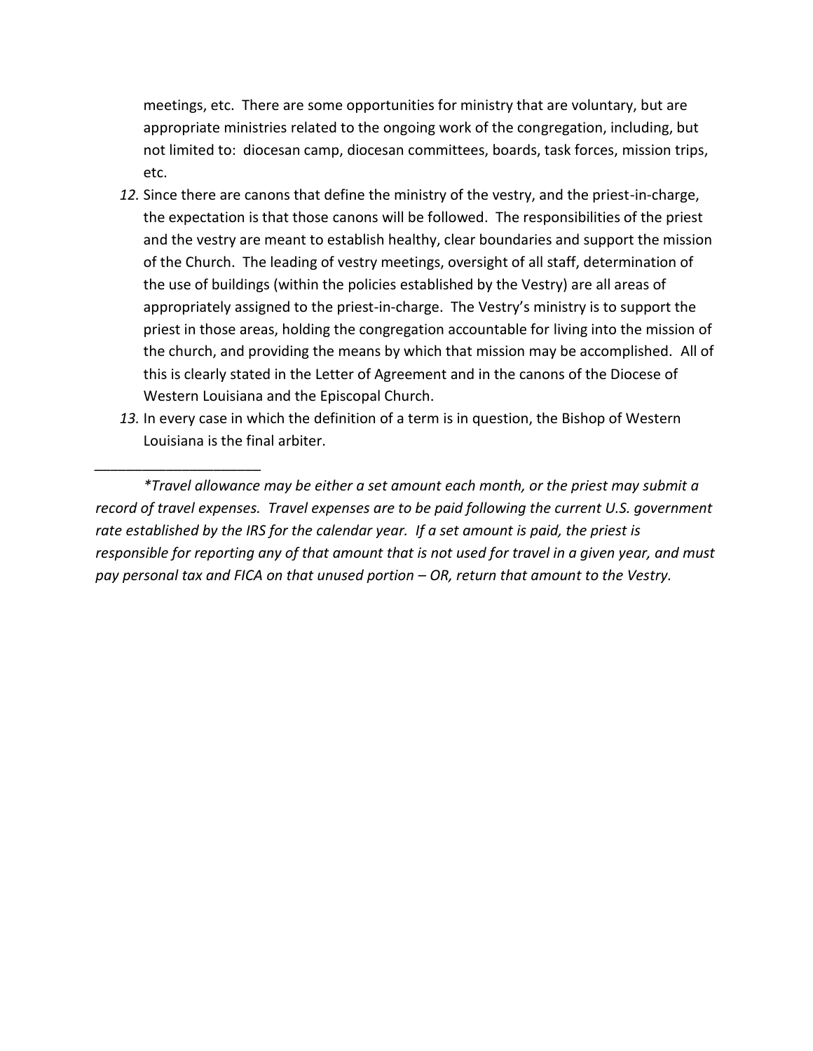meetings, etc. There are some opportunities for ministry that are voluntary, but are appropriate ministries related to the ongoing work of the congregation, including, but not limited to: diocesan camp, diocesan committees, boards, task forces, mission trips, etc.

*12.* Since there are canons that define the ministry of the vestry, and the priest-in-charge, the expectation is that those canons will be followed. The responsibilities of the priest and the vestry are meant to establish healthy, clear boundaries and support the mission of the Church. The leading of vestry meetings, oversight of all staff, determination of the use of buildings (within the policies established by the Vestry) are all areas of appropriately assigned to the priest-in-charge. The Vestry's ministry is to support the priest in those areas, holding the congregation accountable for living into the mission of the church, and providing the means by which that mission may be accomplished. All of this is clearly stated in the Letter of Agreement and in the canons of the Diocese of Western Louisiana and the Episcopal Church.

*13.* In every case in which the definition of a term is in question, the Bishop of Western Louisiana is the final arbiter.

_____________________

*\*Travel allowance may be either a set amount each month, or the priest may submit a record of travel expenses. Travel expenses are to be paid following the current U.S. government rate established by the IRS for the calendar year. If a set amount is paid, the priest is responsible for reporting any of that amount that is not used for travel in a given year, and must pay personal tax and FICA on that unused portion – OR, return that amount to the Vestry.*